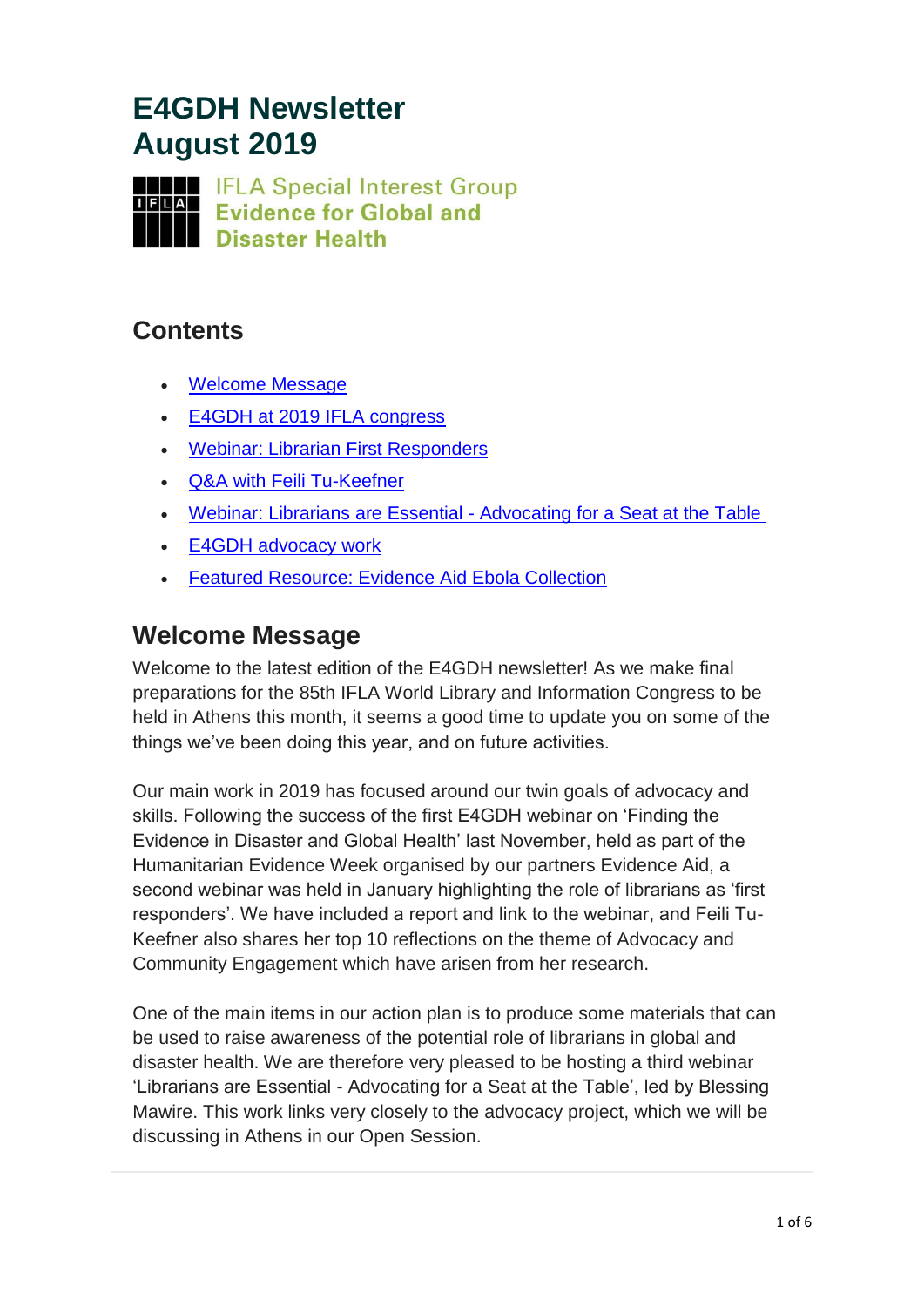# E4GDH Newsletter
# August 2019

IFLA Special Interest Group
**Evidence for Global and Disaster Health**

## Contents

- Welcome Message
- E4GDH at 2019 IFLA congress
- Webinar: Librarian First Responders
- Q&A with Feili Tu-Keefner
- Webinar: Librarians are Essential - Advocating for a Seat at the Table
- E4GDH advocacy work
- Featured Resource: Evidence Aid Ebola Collection

## Welcome Message

Welcome to the latest edition of the E4GDH newsletter! As we make final preparations for the 85th IFLA World Library and Information Congress to be held in Athens this month, it seems a good time to update you on some of the things we've been doing this year, and on future activities.

Our main work in 2019 has focused around our twin goals of advocacy and skills. Following the success of the first E4GDH webinar on 'Finding the Evidence in Disaster and Global Health' last November, held as part of the Humanitarian Evidence Week organised by our partners Evidence Aid, a second webinar was held in January highlighting the role of librarians as 'first responders'. We have included a report and link to the webinar, and Feili Tu-Keefner also shares her top 10 reflections on the theme of Advocacy and Community Engagement which have arisen from her research.

One of the main items in our action plan is to produce some materials that can be used to raise awareness of the potential role of librarians in global and disaster health. We are therefore very pleased to be hosting a third webinar 'Librarians are Essential - Advocating for a Seat at the Table', led by Blessing Mawire. This work links very closely to the advocacy project, which we will be discussing in Athens in our Open Session.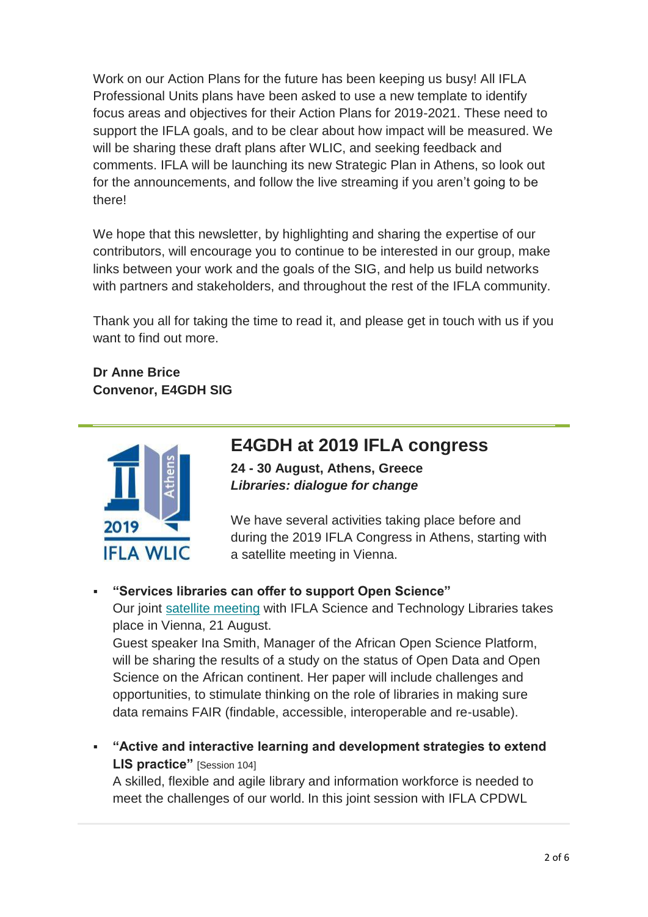Work on our Action Plans for the future has been keeping us busy! All IFLA Professional Units plans have been asked to use a new template to identify focus areas and objectives for their Action Plans for 2019-2021. These need to support the IFLA goals, and to be clear about how impact will be measured. We will be sharing these draft plans after WLIC, and seeking feedback and comments. IFLA will be launching its new Strategic Plan in Athens, so look out for the announcements, and follow the live streaming if you aren't going to be there!

We hope that this newsletter, by highlighting and sharing the expertise of our contributors, will encourage you to continue to be interested in our group, make links between your work and the goals of the SIG, and help us build networks with partners and stakeholders, and throughout the rest of the IFLA community.

Thank you all for taking the time to read it, and please get in touch with us if you want to find out more.

**Dr Anne Brice**
**Convenor, E4GDH SIG**

---

## E4GDH at 2019 IFLA congress

**24 - 30 August, Athens, Greece**
***Libraries: dialogue for change***

We have several activities taking place before and during the 2019 IFLA Congress in Athens, starting with a satellite meeting in Vienna.

- **"Services libraries can offer to support Open Science"**
  Our joint satellite meeting with IFLA Science and Technology Libraries takes place in Vienna, 21 August.
  Guest speaker Ina Smith, Manager of the African Open Science Platform, will be sharing the results of a study on the status of Open Data and Open Science on the African continent. Her paper will include challenges and opportunities, to stimulate thinking on the role of libraries in making sure data remains FAIR (findable, accessible, interoperable and re-usable).

- **"Active and interactive learning and development strategies to extend LIS practice"** [Session 104]
  A skilled, flexible and agile library and information workforce is needed to meet the challenges of our world. In this joint session with IFLA CPDWL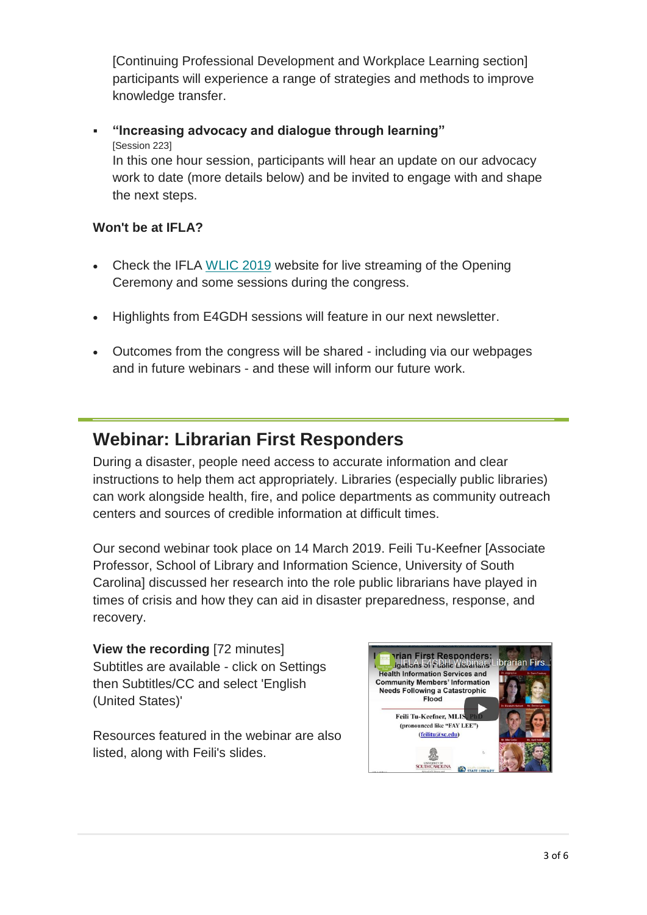[Continuing Professional Development and Workplace Learning section] participants will experience a range of strategies and methods to improve knowledge transfer.

- **"Increasing advocacy and dialogue through learning"**
  [Session 223]
  In this one hour session, participants will hear an update on our advocacy work to date (more details below) and be invited to engage with and shape the next steps.

**Won't be at IFLA?**

- Check the IFLA WLIC 2019 website for live streaming of the Opening Ceremony and some sessions during the congress.
- Highlights from E4GDH sessions will feature in our next newsletter.
- Outcomes from the congress will be shared - including via our webpages and in future webinars - and these will inform our future work.

## Webinar: Librarian First Responders

During a disaster, people need access to accurate information and clear instructions to help them act appropriately. Libraries (especially public libraries) can work alongside health, fire, and police departments as community outreach centers and sources of credible information at difficult times.

Our second webinar took place on 14 March 2019. Feili Tu-Keefner [Associate Professor, School of Library and Information Science, University of South Carolina] discussed her research into the role public librarians have played in times of crisis and how they can aid in disaster preparedness, response, and recovery.

**View the recording** [72 minutes]
Subtitles are available - click on Settings then Subtitles/CC and select 'English (United States)'

Resources featured in the webinar are also listed, along with Feili's slides.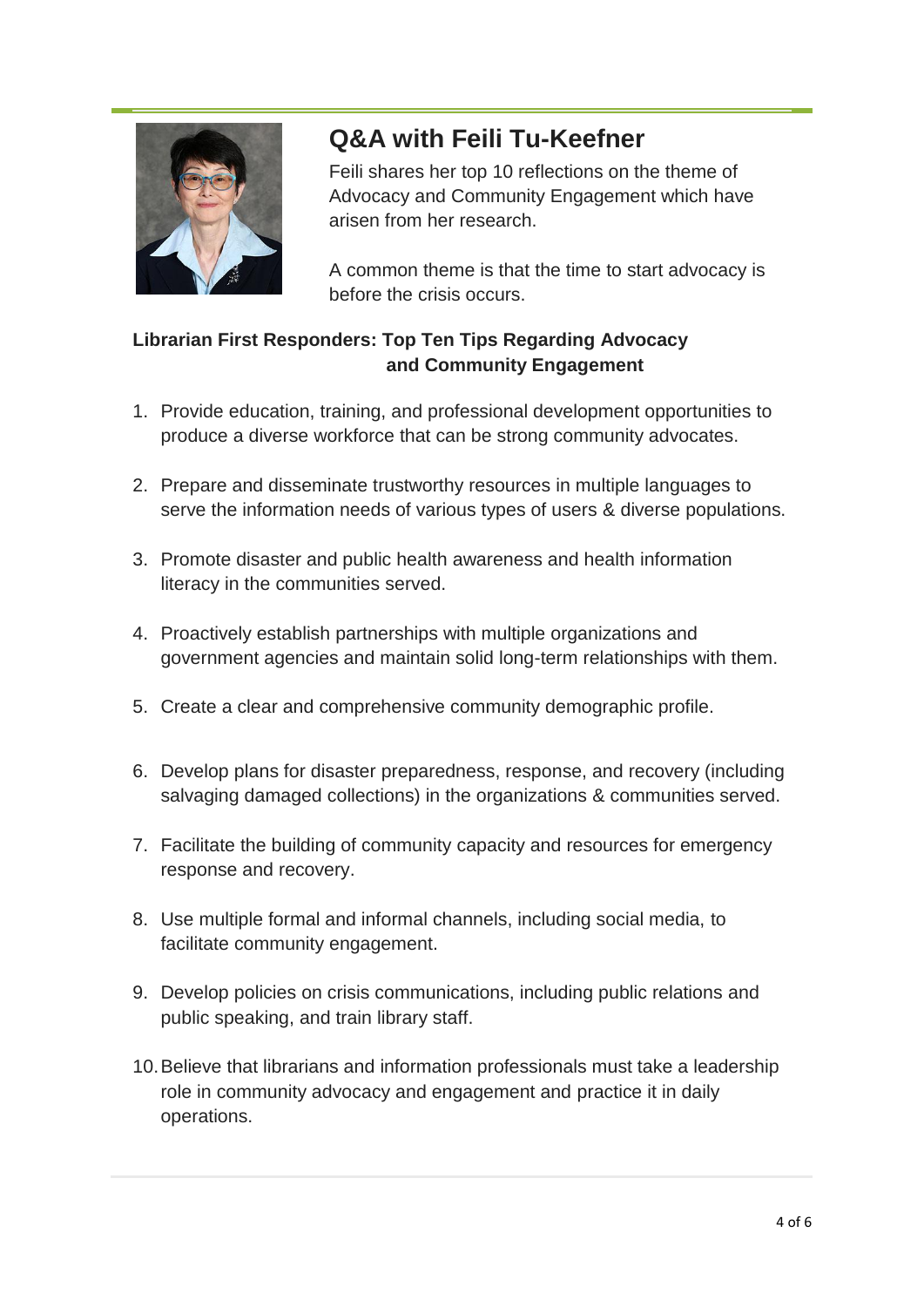## Q&A with Feili Tu-Keefner

Feili shares her top 10 reflections on the theme of Advocacy and Community Engagement which have arisen from her research.

A common theme is that the time to start advocacy is before the crisis occurs.

**Librarian First Responders: Top Ten Tips Regarding Advocacy and Community Engagement**

1. Provide education, training, and professional development opportunities to produce a diverse workforce that can be strong community advocates.
2. Prepare and disseminate trustworthy resources in multiple languages to serve the information needs of various types of users & diverse populations.
3. Promote disaster and public health awareness and health information literacy in the communities served.
4. Proactively establish partnerships with multiple organizations and government agencies and maintain solid long-term relationships with them.
5. Create a clear and comprehensive community demographic profile.
6. Develop plans for disaster preparedness, response, and recovery (including salvaging damaged collections) in the organizations & communities served.
7. Facilitate the building of community capacity and resources for emergency response and recovery.
8. Use multiple formal and informal channels, including social media, to facilitate community engagement.
9. Develop policies on crisis communications, including public relations and public speaking, and train library staff.
10. Believe that librarians and information professionals must take a leadership role in community advocacy and engagement and practice it in daily operations.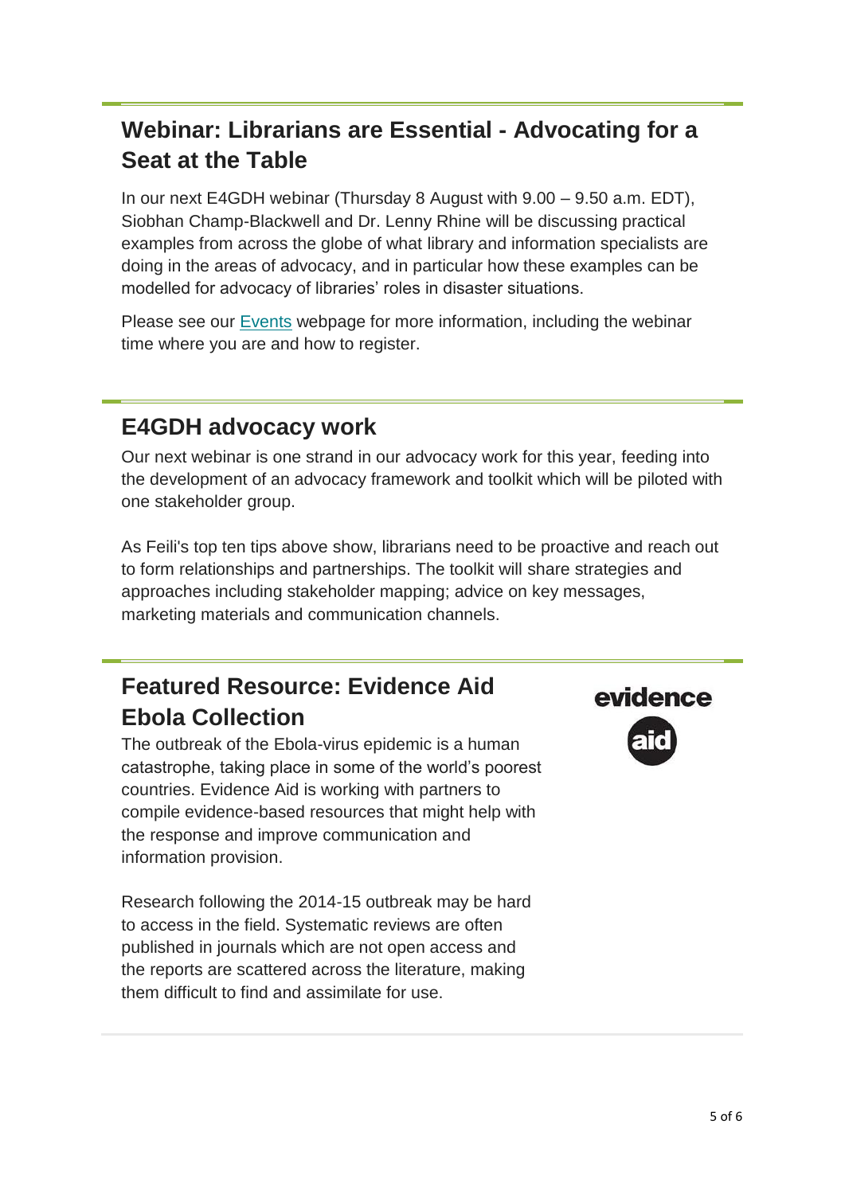## Webinar: Librarians are Essential - Advocating for a Seat at the Table

In our next E4GDH webinar (Thursday 8 August with 9.00 – 9.50 a.m. EDT), Siobhan Champ-Blackwell and Dr. Lenny Rhine will be discussing practical examples from across the globe of what library and information specialists are doing in the areas of advocacy, and in particular how these examples can be modelled for advocacy of libraries' roles in disaster situations.

Please see our Events webpage for more information, including the webinar time where you are and how to register.

## E4GDH advocacy work

Our next webinar is one strand in our advocacy work for this year, feeding into the development of an advocacy framework and toolkit which will be piloted with one stakeholder group.

As Feili's top ten tips above show, librarians need to be proactive and reach out to form relationships and partnerships. The toolkit will share strategies and approaches including stakeholder mapping; advice on key messages, marketing materials and communication channels.

## Featured Resource: Evidence Aid Ebola Collection

The outbreak of the Ebola-virus epidemic is a human catastrophe, taking place in some of the world's poorest countries. Evidence Aid is working with partners to compile evidence-based resources that might help with the response and improve communication and information provision.

Research following the 2014-15 outbreak may be hard to access in the field. Systematic reviews are often published in journals which are not open access and the reports are scattered across the literature, making them difficult to find and assimilate for use.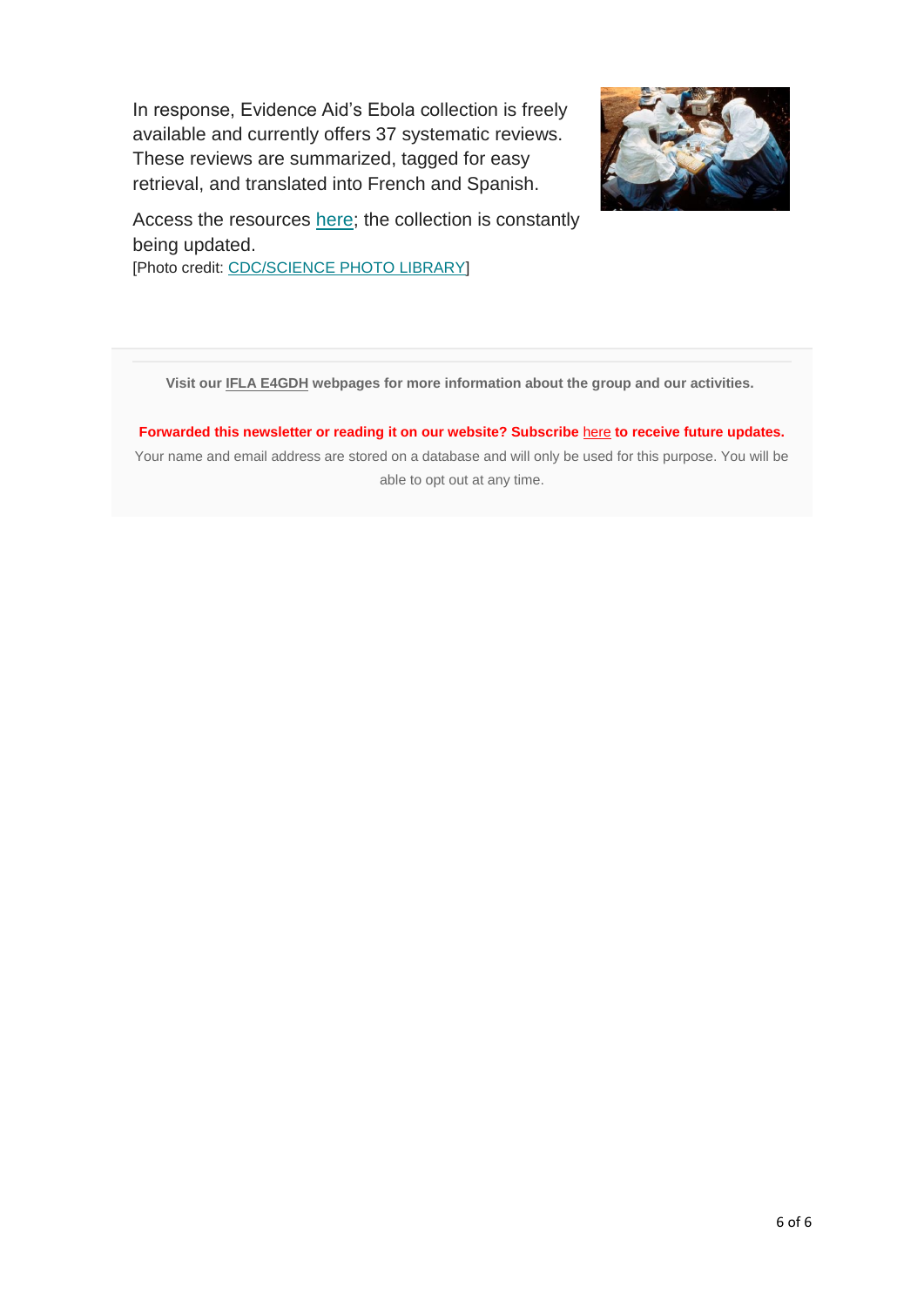In response, Evidence Aid's Ebola collection is freely available and currently offers 37 systematic reviews. These reviews are summarized, tagged for easy retrieval, and translated into French and Spanish.

Access the resources here; the collection is constantly being updated.
[Photo credit: CDC/SCIENCE PHOTO LIBRARY]

---

**Visit our IFLA E4GDH webpages for more information about the group and our activities.**

**Forwarded this newsletter or reading it on our website? Subscribe here to receive future updates.**

Your name and email address are stored on a database and will only be used for this purpose. You will be able to opt out at any time.